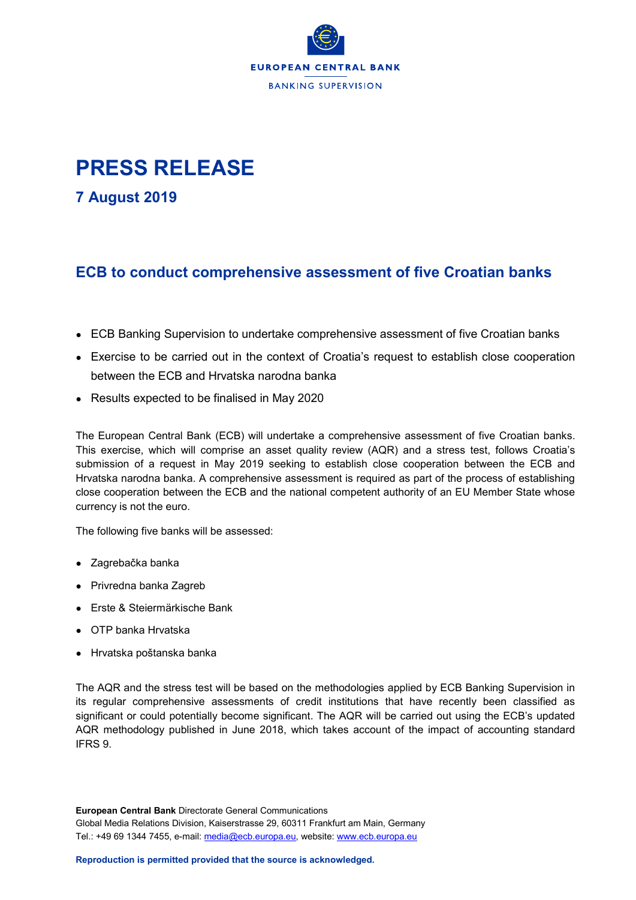EUROPEAN CENTRAL BANK

BANKING SUPERVISION

# PRESS RELEASE

## 7 August 2019

## ECB to conduct comprehensive assessment of five Croatian banks

- ECB Banking Supervision to undertake comprehensive assessment of five Croatian banks
- Exercise to be carried out in the context of Croatia's request to establish close cooperation between the ECB and Hrvatska narodna banka
- Results expected to be finalised in May 2020

The European Central Bank (ECB) will undertake a comprehensive assessment of five Croatian banks. This exercise, which will comprise an asset quality review (AQR) and a stress test, follows Croatia's submission of a request in May 2019 seeking to establish close cooperation between the ECB and Hrvatska narodna banka. A comprehensive assessment is required as part of the process of establishing close cooperation between the ECB and the national competent authority of an EU Member State whose currency is not the euro.

The following five banks will be assessed:

- Zagrebačka banka
- Privredna banka Zagreb
- Erste & Steiermärkische Bank
- OTP banka Hrvatska
- Hrvatska poštanska banka

The AQR and the stress test will be based on the methodologies applied by ECB Banking Supervision in its regular comprehensive assessments of credit institutions that have recently been classified as significant or could potentially become significant. The AQR will be carried out using the ECB's updated AQR methodology published in June 2018, which takes account of the impact of accounting standard IFRS 9.

**European Central Bank** Directorate General Communications
Global Media Relations Division, Kaiserstrasse 29, 60311 Frankfurt am Main, Germany
Tel.: +49 69 1344 7455, e-mail: media@ecb.europa.eu, website: www.ecb.europa.eu

**Reproduction is permitted provided that the source is acknowledged.**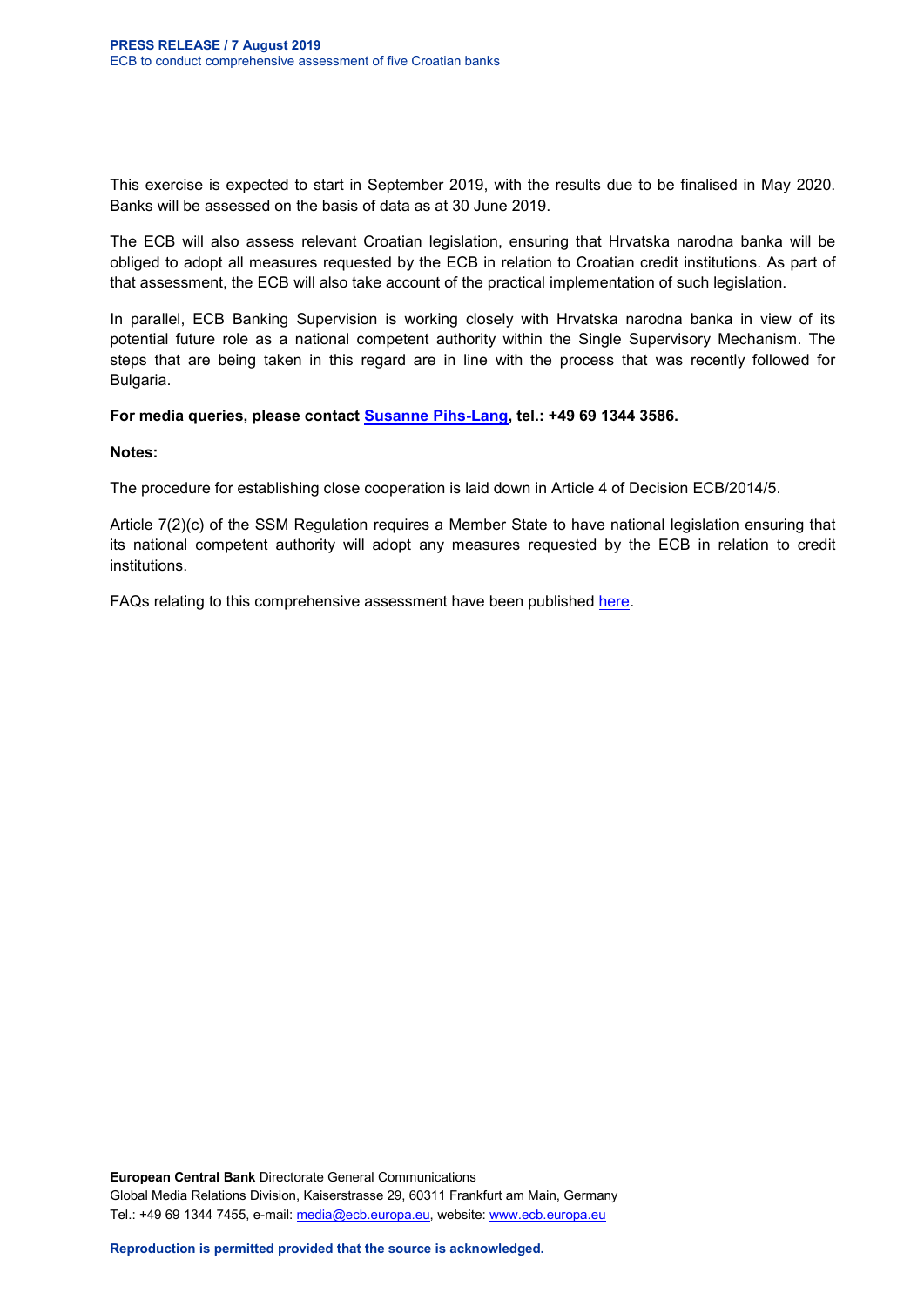This exercise is expected to start in September 2019, with the results due to be finalised in May 2020. Banks will be assessed on the basis of data as at 30 June 2019.

The ECB will also assess relevant Croatian legislation, ensuring that Hrvatska narodna banka will be obliged to adopt all measures requested by the ECB in relation to Croatian credit institutions. As part of that assessment, the ECB will also take account of the practical implementation of such legislation.

In parallel, ECB Banking Supervision is working closely with Hrvatska narodna banka in view of its potential future role as a national competent authority within the Single Supervisory Mechanism. The steps that are being taken in this regard are in line with the process that was recently followed for Bulgaria.

**For media queries, please contact Susanne Pihs-Lang, tel.: +49 69 1344 3586.**

**Notes:**

The procedure for establishing close cooperation is laid down in Article 4 of Decision ECB/2014/5.

Article 7(2)(c) of the SSM Regulation requires a Member State to have national legislation ensuring that its national competent authority will adopt any measures requested by the ECB in relation to credit institutions.

FAQs relating to this comprehensive assessment have been published here.

**European Central Bank** Directorate General Communications
Global Media Relations Division, Kaiserstrasse 29, 60311 Frankfurt am Main, Germany
Tel.: +49 69 1344 7455, e-mail: media@ecb.europa.eu, website: www.ecb.europa.eu

**Reproduction is permitted provided that the source is acknowledged.**